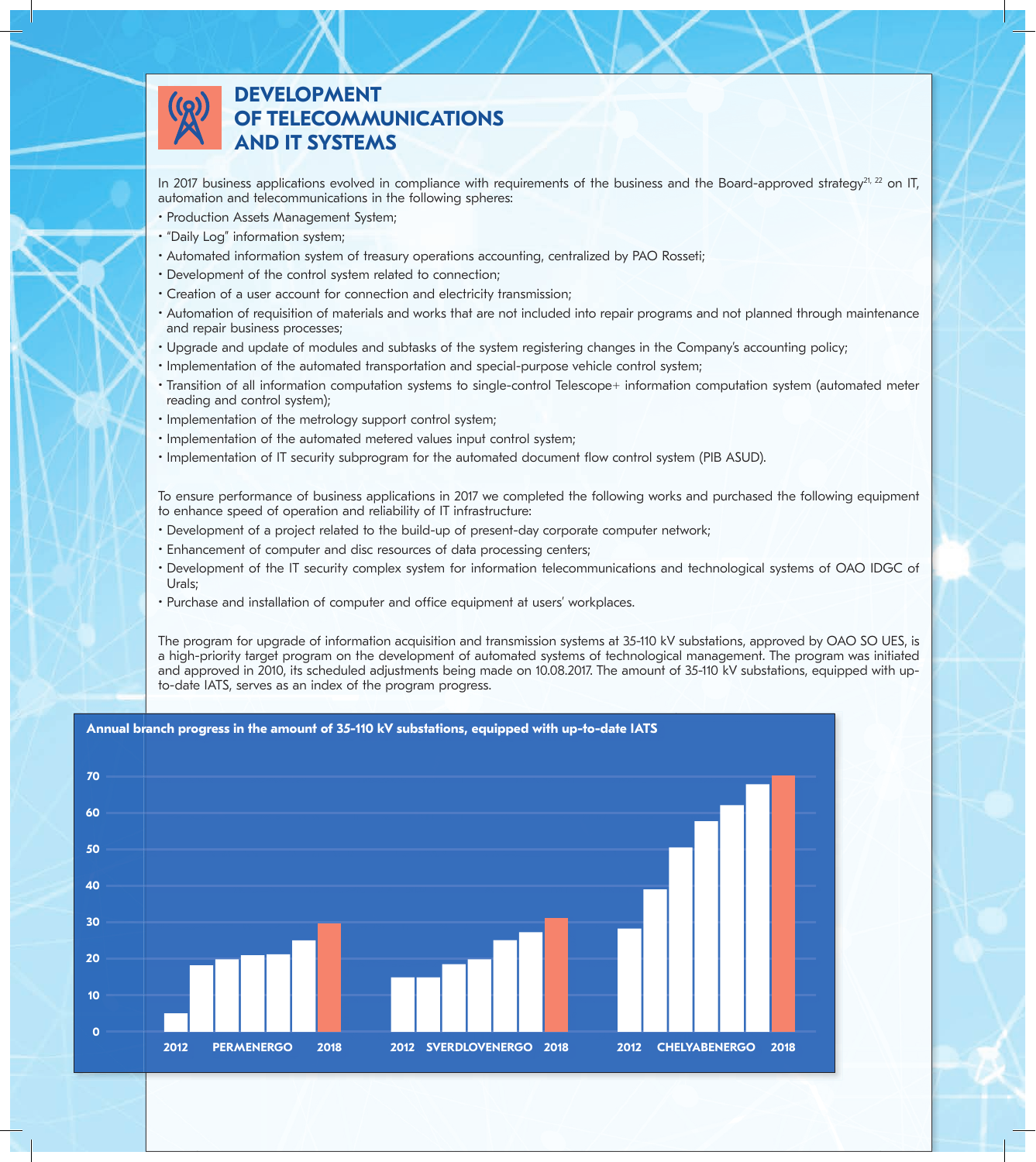# DEVELOPMENT OF TELECOMMUNICATIONS AND IT SYSTEMS

In 2017 business applications evolved in compliance with requirements of the business and the Board-approved strategy[21, 22] on IT, automation and telecommunications in the following spheres:

- Production Assets Management System;
- "Daily Log" information system;
- Automated information system of treasury operations accounting, centralized by PAO Rosseti;
- Development of the control system related to connection;
- Creation of a user account for connection and electricity transmission;
- Automation of requisition of materials and works that are not included into repair programs and not planned through maintenance and repair business processes;
- Upgrade and update of modules and subtasks of the system registering changes in the Company's accounting policy;
- Implementation of the automated transportation and special-purpose vehicle control system;
- Transition of all information computation systems to single-control Telescope+ information computation system (automated meter reading and control system);
- Implementation of the metrology support control system;
- Implementation of the automated metered values input control system;
- Implementation of IT security subprogram for the automated document flow control system (PIB ASUD).

To ensure performance of business applications in 2017 we completed the following works and purchased the following equipment to enhance speed of operation and reliability of IT infrastructure:

- Development of a project related to the build-up of present-day corporate computer network;
- Enhancement of computer and disc resources of data processing centers;
- Development of the IT security complex system for information telecommunications and technological systems of OAO IDGC of Urals;
- Purchase and installation of computer and office equipment at users' workplaces.

The program for upgrade of information acquisition and transmission systems at 35-110 kV substations, approved by OAO SO UES, is a high-priority target program on the development of automated systems of technological management. The program was initiated and approved in 2010, its scheduled adjustments being made on 10.08.2017. The amount of 35-110 kV substations, equipped with up-to-date IATS, serves as an index of the program progress.

**Annual branch progress in the amount of 35-110 kV substations, equipped with up-to-date IATS**

| Year | PERMENERGO | SVERDLOVENERGO | CHELYABENERGO |
|---|---|---|---|
| 2012 | 5 | 15 | 28 |
| 2013 | 18 | 15 | 39 |
| 2014 | 20 | 18.5 | 50.5 |
| 2015 | 21 | 20 | 58 |
| 2016 | 21 | 25 | 62 |
| 2017 | 25 | 27 | 68 |
| 2018 | 30 | 31 | 70 |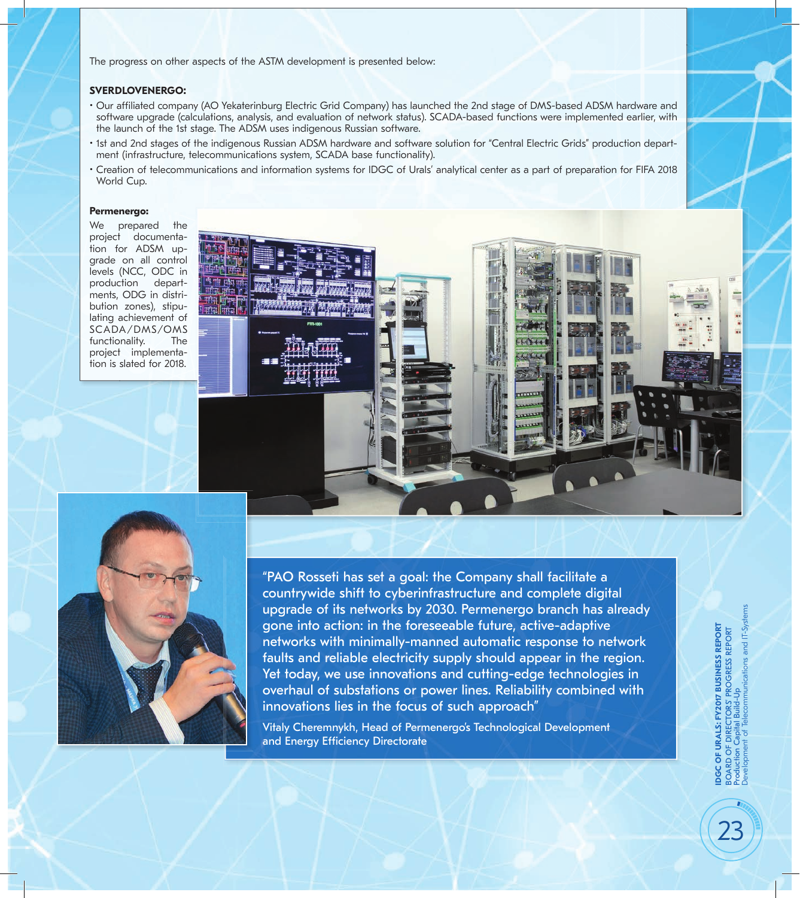The progress on other aspects of the ASTM development is presented below:

**SVERDLOVENERGO:**

- Our affiliated company (AO Yekaterinburg Electric Grid Company) has launched the 2nd stage of DMS-based ADSM hardware and software upgrade (calculations, analysis, and evaluation of network status). SCADA-based functions were implemented earlier, with the launch of the 1st stage. The ADSM uses indigenous Russian software.
- 1st and 2nd stages of the indigenous Russian ADSM hardware and software solution for "Central Electric Grids" production department (infrastructure, telecommunications system, SCADA base functionality).
- Creation of telecommunications and information systems for IDGC of Urals' analytical center as a part of preparation for FIFA 2018 World Cup.

**Permenergo:**

We prepared the project documentation for ADSM upgrade on all control levels (NCC, ODC in production departments, ODG in distribution zones), stipulating achievement of SCADA/DMS/OMS functionality. The project implementation is slated for 2018.

"PAO Rosseti has set a goal: the Company shall facilitate a countrywide shift to cyberinfrastructure and complete digital upgrade of its networks by 2030. Permenergo branch has already gone into action: in the foreseeable future, active-adaptive networks with minimally-manned automatic response to network faults and reliable electricity supply should appear in the region. Yet today, we use innovations and cutting-edge technologies in overhaul of substations or power lines. Reliability combined with innovations lies in the focus of such approach"

Vitaly Cheremnykh, Head of Permenergo's Technological Development and Energy Efficiency Directorate